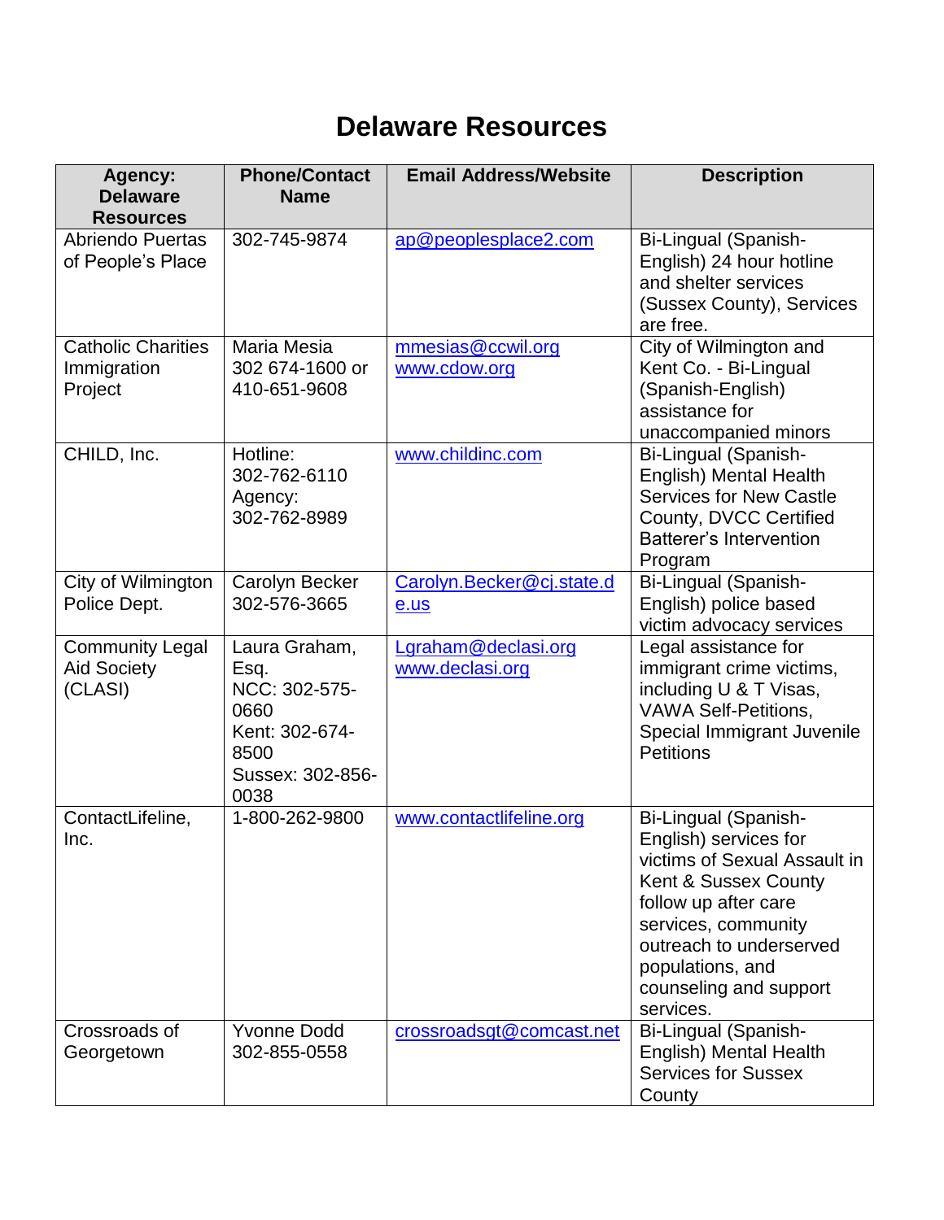# Delaware Resources

| Agency: Delaware Resources | Phone/Contact Name | Email Address/Website | Description |
|---|---|---|---|
| Abriendo Puertas of People's Place | 302-745-9874 | ap@peoplesplace2.com | Bi-Lingual (Spanish-English) 24 hour hotline and shelter services (Sussex County), Services are free. |
| Catholic Charities Immigration Project | Maria Mesia 302 674-1600 or 410-651-9608 | mmesias@ccwil.org www.cdow.org | City of Wilmington and Kent Co. - Bi-Lingual (Spanish-English) assistance for unaccompanied minors |
| CHILD, Inc. | Hotline: 302-762-6110 Agency: 302-762-8989 | www.childinc.com | Bi-Lingual (Spanish-English) Mental Health Services for New Castle County, DVCC Certified Batterer's Intervention Program |
| City of Wilmington Police Dept. | Carolyn Becker 302-576-3665 | Carolyn.Becker@cj.state.de.us | Bi-Lingual (Spanish-English) police based victim advocacy services |
| Community Legal Aid Society (CLASI) | Laura Graham, Esq. NCC: 302-575-0660 Kent: 302-674-8500 Sussex: 302-856-0038 | Lgraham@declasi.org www.declasi.org | Legal assistance for immigrant crime victims, including U & T Visas, VAWA Self-Petitions, Special Immigrant Juvenile Petitions |
| ContactLifeline, Inc. | 1-800-262-9800 | www.contactlifeline.org | Bi-Lingual (Spanish-English) services for victims of Sexual Assault in Kent & Sussex County follow up after care services, community outreach to underserved populations, and counseling and support services. |
| Crossroads of Georgetown | Yvonne Dodd 302-855-0558 | crossroadsgt@comcast.net | Bi-Lingual (Spanish-English) Mental Health Services for Sussex County |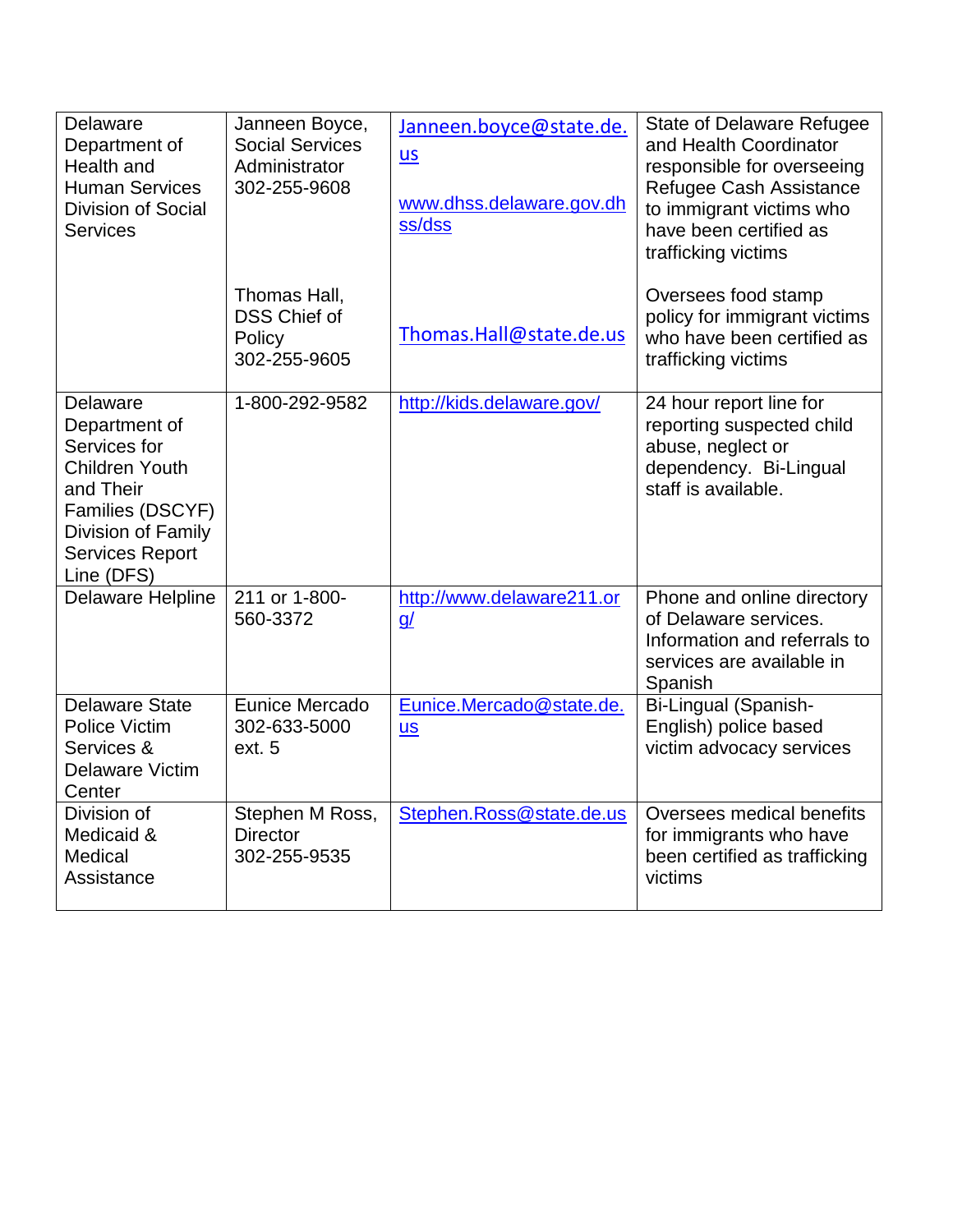| Delaware Department of Health and Human Services Division of Social Services | Janneen Boyce, Social Services Administrator 302-255-9608<br><br>Thomas Hall, DSS Chief of Policy 302-255-9605 | Janneen.boyce@state.de.us<br><br>www.dhss.delaware.gov.dhss/dss<br><br>Thomas.Hall@state.de.us | State of Delaware Refugee and Health Coordinator responsible for overseeing Refugee Cash Assistance to immigrant victims who have been certified as trafficking victims<br><br>Oversees food stamp policy for immigrant victims who have been certified as trafficking victims |
|---|---|---|---|
| Delaware Department of Services for Children Youth and Their Families (DSCYF) Division of Family Services Report Line (DFS) | 1-800-292-9582 | http://kids.delaware.gov/ | 24 hour report line for reporting suspected child abuse, neglect or dependency. Bi-Lingual staff is available. |
| Delaware Helpline | 211 or 1-800-560-3372 | http://www.delaware211.org/ | Phone and online directory of Delaware services. Information and referrals to services are available in Spanish |
| Delaware State Police Victim Services & Delaware Victim Center | Eunice Mercado 302-633-5000 ext. 5 | Eunice.Mercado@state.de.us | Bi-Lingual (Spanish-English) police based victim advocacy services |
| Division of Medicaid & Medical Assistance | Stephen M Ross, Director 302-255-9535 | Stephen.Ross@state.de.us | Oversees medical benefits for immigrants who have been certified as trafficking victims |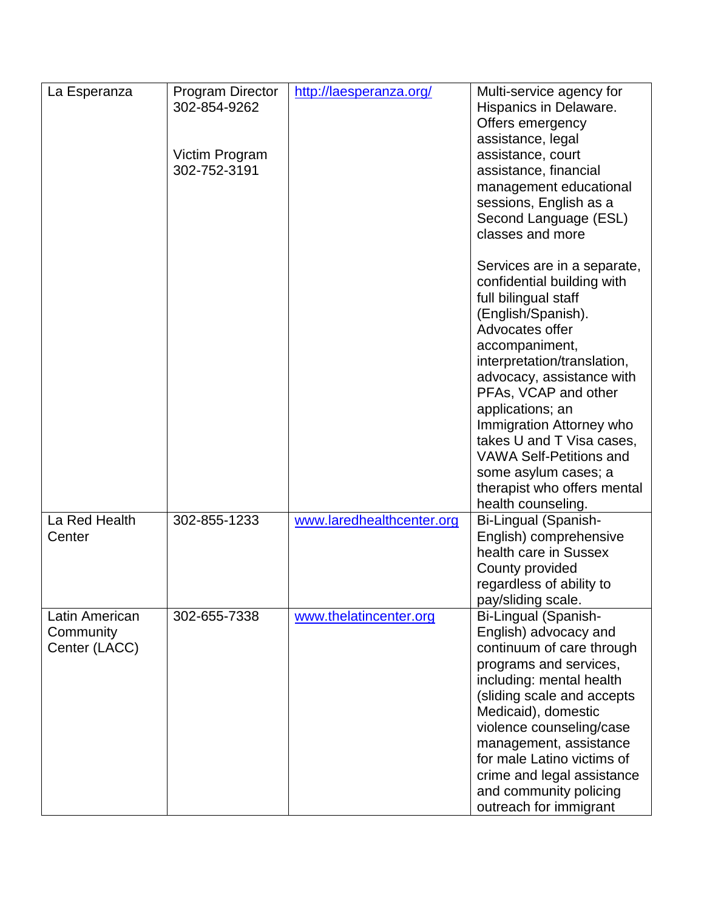| | | | |
|---|---|---|---|
| La Esperanza | Program Director 302-854-9262<br><br>Victim Program 302-752-3191 | http://laesperanza.org/ | Multi-service agency for Hispanics in Delaware. Offers emergency assistance, legal assistance, court assistance, financial management educational sessions, English as a Second Language (ESL) classes and more<br><br>Services are in a separate, confidential building with full bilingual staff (English/Spanish). Advocates offer accompaniment, interpretation/translation, advocacy, assistance with PFAs, VCAP and other applications; an Immigration Attorney who takes U and T Visa cases, VAWA Self-Petitions and some asylum cases; a therapist who offers mental health counseling. |
| La Red Health Center | 302-855-1233 | www.laredhealthcenter.org | Bi-Lingual (Spanish-English) comprehensive health care in Sussex County provided regardless of ability to pay/sliding scale. |
| Latin American Community Center (LACC) | 302-655-7338 | www.thelatincenter.org | Bi-Lingual (Spanish-English) advocacy and continuum of care through programs and services, including: mental health (sliding scale and accepts Medicaid), domestic violence counseling/case management, assistance for male Latino victims of crime and legal assistance and community policing outreach for immigrant |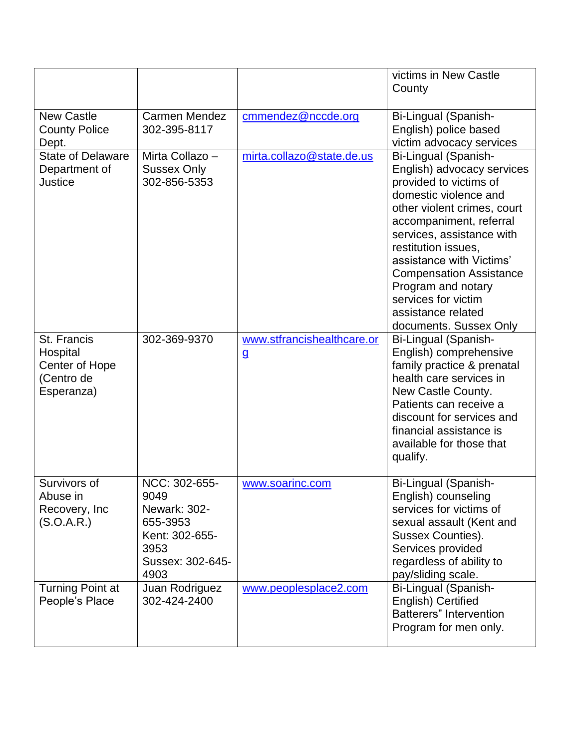| | | | |
|---|---|---|---|
| | | | victims in New Castle County |
| New Castle County Police Dept. | Carmen Mendez 302-395-8117 | cmmendez@nccde.org | Bi-Lingual (Spanish-English) police based victim advocacy services |
| State of Delaware Department of Justice | Mirta Collazo – Sussex Only 302-856-5353 | mirta.collazo@state.de.us | Bi-Lingual (Spanish-English) advocacy services provided to victims of domestic violence and other violent crimes, court accompaniment, referral services, assistance with restitution issues, assistance with Victims' Compensation Assistance Program and notary services for victim assistance related documents. Sussex Only |
| St. Francis Hospital Center of Hope (Centro de Esperanza) | 302-369-9370 | www.stfrancishealthcare.org | Bi-Lingual (Spanish-English) comprehensive family practice & prenatal health care services in New Castle County. Patients can receive a discount for services and financial assistance is available for those that qualify. |
| Survivors of Abuse in Recovery, Inc (S.O.A.R.) | NCC: 302-655-9049 Newark: 302-655-3953 Kent: 302-655-3953 Sussex: 302-645-4903 | www.soarinc.com | Bi-Lingual (Spanish-English) counseling services for victims of sexual assault (Kent and Sussex Counties). Services provided regardless of ability to pay/sliding scale. |
| Turning Point at People's Place | Juan Rodriguez 302-424-2400 | www.peoplesplace2.com | Bi-Lingual (Spanish-English) Certified Batterers" Intervention Program for men only. |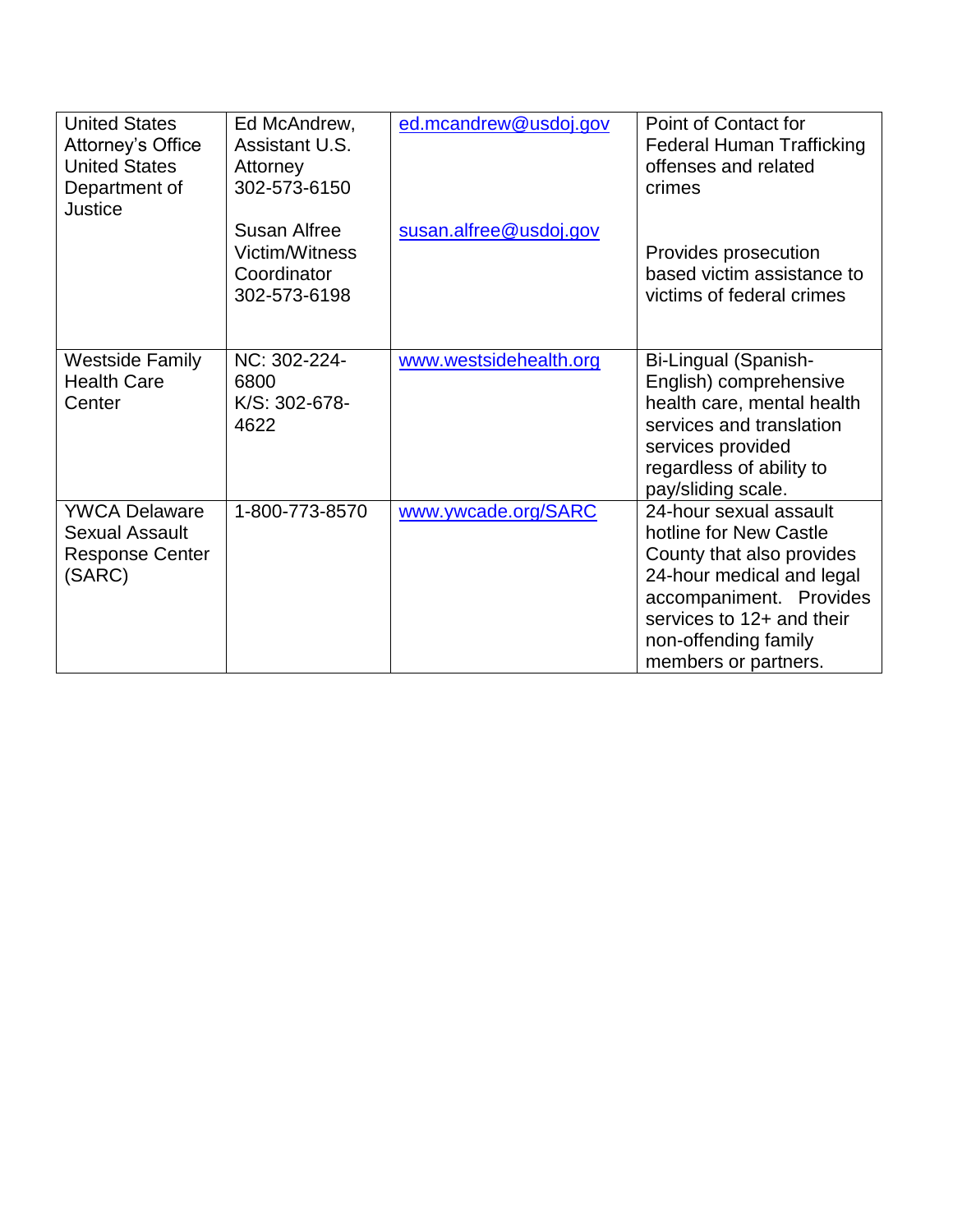| | | | |
|---|---|---|---|
| United States Attorney's Office United States Department of Justice | Ed McAndrew, Assistant U.S. Attorney 302-573-6150<br><br>Susan Alfree Victim/Witness Coordinator 302-573-6198 | ed.mcandrew@usdoj.gov<br><br>susan.alfree@usdoj.gov | Point of Contact for Federal Human Trafficking offenses and related crimes<br><br>Provides prosecution based victim assistance to victims of federal crimes |
| Westside Family Health Care Center | NC: 302-224-6800<br>K/S: 302-678-4622 | www.westsidehealth.org | Bi-Lingual (Spanish-English) comprehensive health care, mental health services and translation services provided regardless of ability to pay/sliding scale. |
| YWCA Delaware Sexual Assault Response Center (SARC) | 1-800-773-8570 | www.ywcade.org/SARC | 24-hour sexual assault hotline for New Castle County that also provides 24-hour medical and legal accompaniment. Provides services to 12+ and their non-offending family members or partners. |